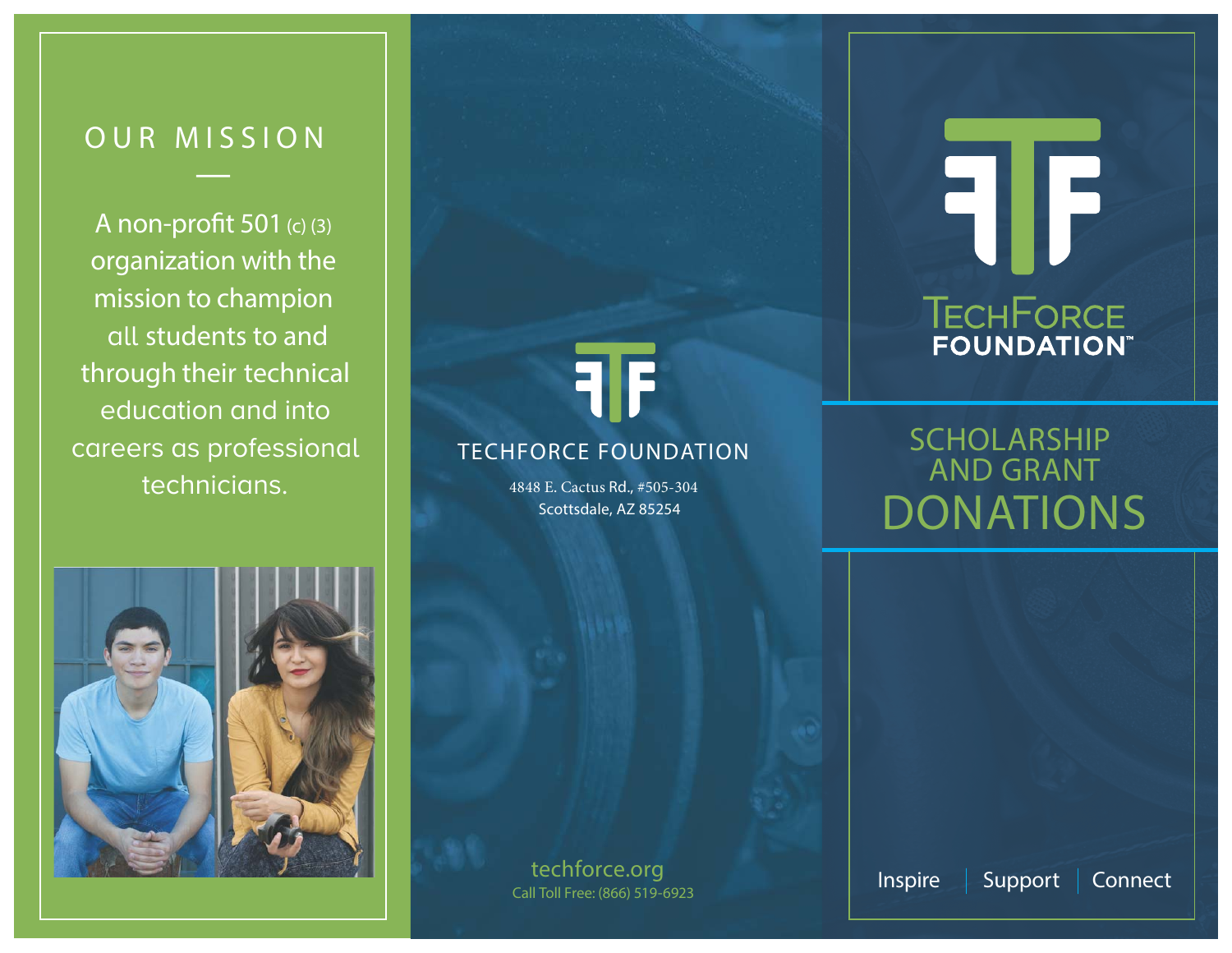## OUR MISSION

A non-profit 501 (c) (3) organization with the mission to champion all students to and through their technical education and into careers as professional technicians.

TECHFORCE FOUNDATION

4848 E. Cactus Rd., #505-304
Scottsdale, AZ 85254

techforce.org
Call Toll Free: (866) 519-6923

TECHFORCE FOUNDATION™

# SCHOLARSHIP AND GRANT DONATIONS

Inspire | Support | Connect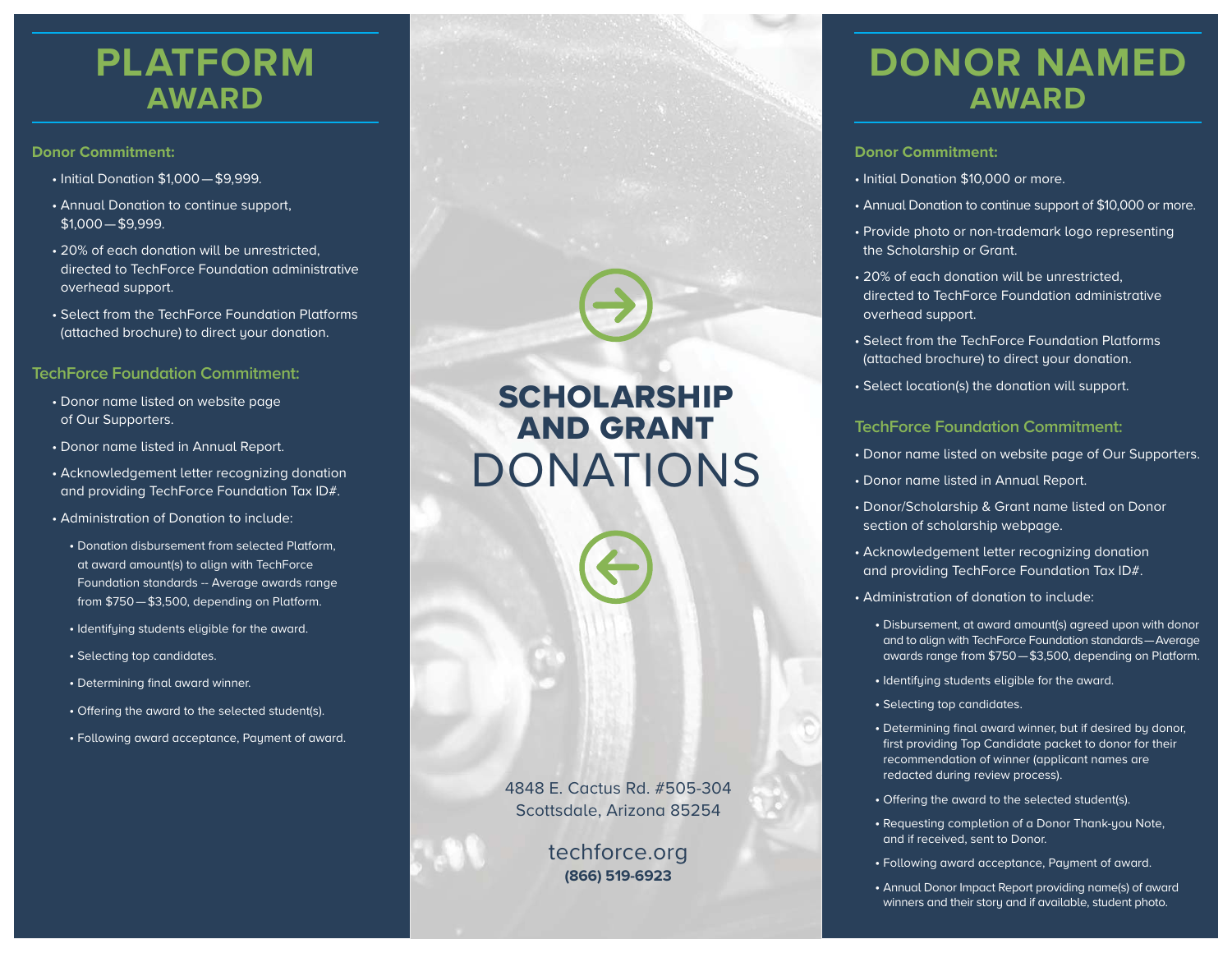# PLATFORM AWARD

**Donor Commitment:**

- Initial Donation $1,000 — $9,999.
- Annual Donation to continue support, $1,000 — $9,999.
- 20% of each donation will be unrestricted, directed to TechForce Foundation administrative overhead support.
- Select from the TechForce Foundation Platforms (attached brochure) to direct your donation.

**TechForce Foundation Commitment:**

- Donor name listed on website page of Our Supporters.
- Donor name listed in Annual Report.
- Acknowledgement letter recognizing donation and providing TechForce Foundation Tax ID#.
- Administration of Donation to include:
  - Donation disbursement from selected Platform, at award amount(s) to align with TechForce Foundation standards -- Average awards range from $750 — $3,500, depending on Platform.
  - Identifying students eligible for the award.
  - Selecting top candidates.
  - Determining final award winner.
  - Offering the award to the selected student(s).
  - Following award acceptance, Payment of award.

# SCHOLARSHIP AND GRANT DONATIONS

4848 E. Cactus Rd. #505-304
Scottsdale, Arizona 85254

techforce.org
**(866) 519-6923**

# DONOR NAMED AWARD

**Donor Commitment:**

- Initial Donation $10,000 or more.
- Annual Donation to continue support of $10,000 or more.
- Provide photo or non-trademark logo representing the Scholarship or Grant.
- 20% of each donation will be unrestricted, directed to TechForce Foundation administrative overhead support.
- Select from the TechForce Foundation Platforms (attached brochure) to direct your donation.
- Select location(s) the donation will support.

**TechForce Foundation Commitment:**

- Donor name listed on website page of Our Supporters.
- Donor name listed in Annual Report.
- Donor/Scholarship & Grant name listed on Donor section of scholarship webpage.
- Acknowledgement letter recognizing donation and providing TechForce Foundation Tax ID#.
- Administration of donation to include:
  - Disbursement, at award amount(s) agreed upon with donor and to align with TechForce Foundation standards — Average awards range from $750 — $3,500, depending on Platform.
  - Identifying students eligible for the award.
  - Selecting top candidates.
  - Determining final award winner, but if desired by donor, first providing Top Candidate packet to donor for their recommendation of winner (applicant names are redacted during review process).
  - Offering the award to the selected student(s).
  - Requesting completion of a Donor Thank-you Note, and if received, sent to Donor.
  - Following award acceptance, Payment of award.
  - Annual Donor Impact Report providing name(s) of award winners and their story and if available, student photo.